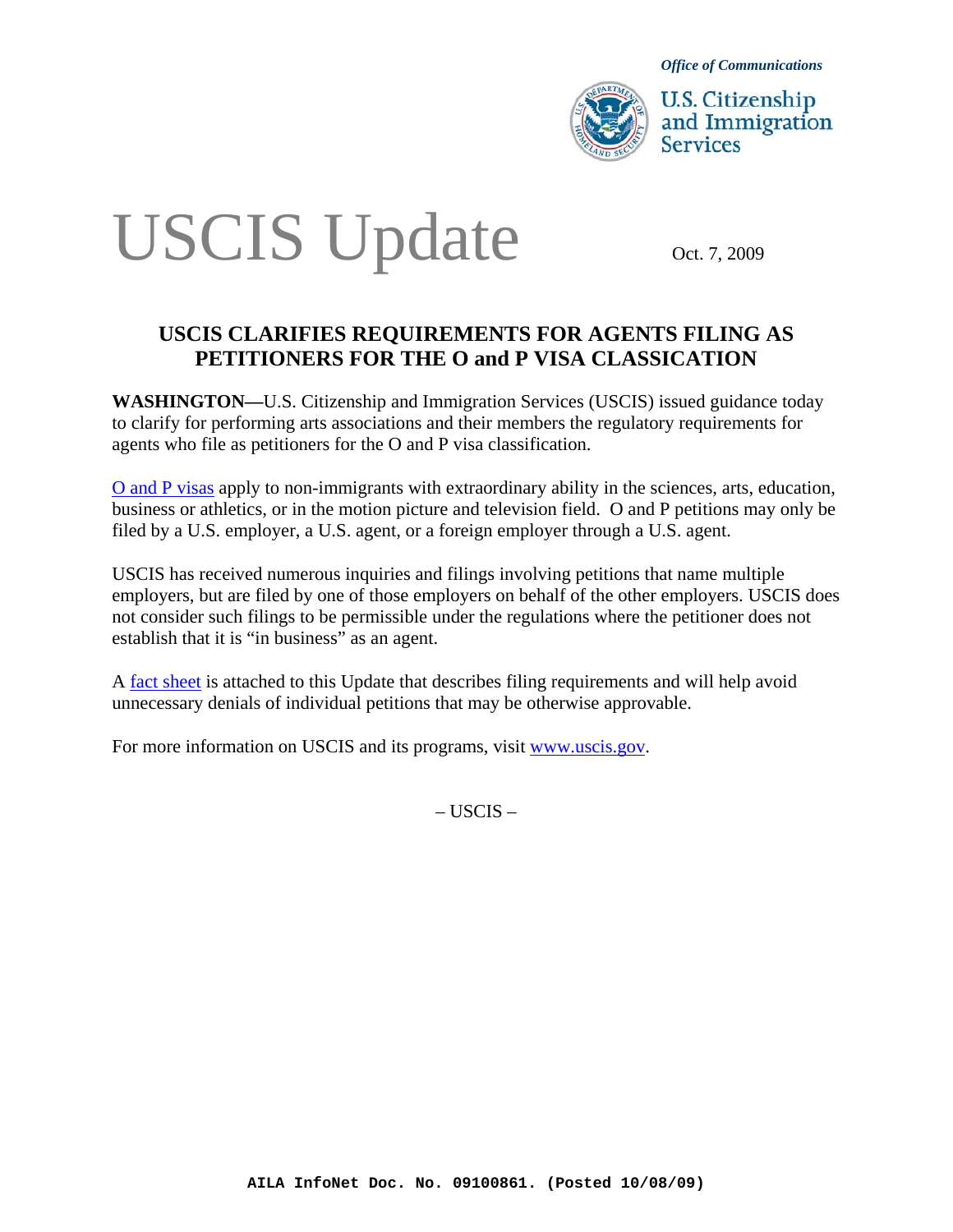*Office of Communications*

U.S. Citizenship and Immigration Services

# USCIS Update

Oct. 7, 2009

## USCIS CLARIFIES REQUIREMENTS FOR AGENTS FILING AS PETITIONERS FOR THE O and P VISA CLASSICATION

**WASHINGTON—**U.S. Citizenship and Immigration Services (USCIS) issued guidance today to clarify for performing arts associations and their members the regulatory requirements for agents who file as petitioners for the O and P visa classification.

O and P visas apply to non-immigrants with extraordinary ability in the sciences, arts, education, business or athletics, or in the motion picture and television field. O and P petitions may only be filed by a U.S. employer, a U.S. agent, or a foreign employer through a U.S. agent.

USCIS has received numerous inquiries and filings involving petitions that name multiple employers, but are filed by one of those employers on behalf of the other employers. USCIS does not consider such filings to be permissible under the regulations where the petitioner does not establish that it is "in business" as an agent.

A fact sheet is attached to this Update that describes filing requirements and will help avoid unnecessary denials of individual petitions that may be otherwise approvable.

For more information on USCIS and its programs, visit www.uscis.gov.

– USCIS –

**AILA InfoNet Doc. No. 09100861. (Posted 10/08/09)**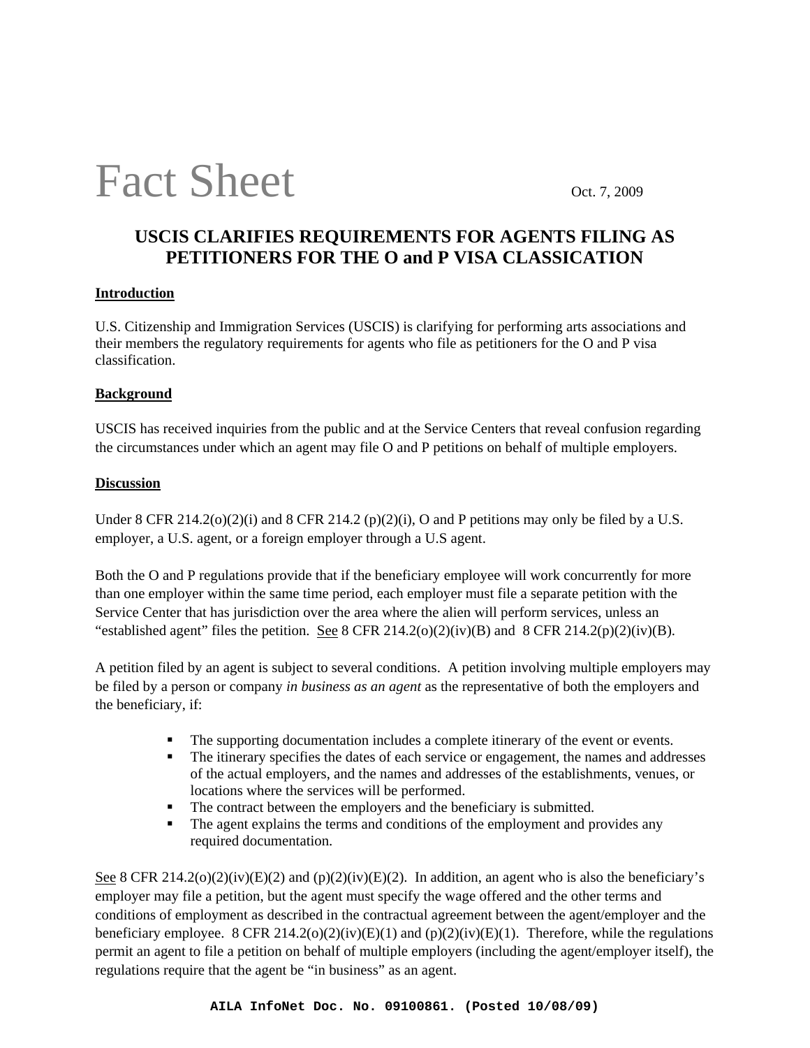# Fact Sheet

Oct. 7, 2009

## USCIS CLARIFIES REQUIREMENTS FOR AGENTS FILING AS PETITIONERS FOR THE O and P VISA CLASSICATION

**Introduction**

U.S. Citizenship and Immigration Services (USCIS) is clarifying for performing arts associations and their members the regulatory requirements for agents who file as petitioners for the O and P visa classification.

**Background**

USCIS has received inquiries from the public and at the Service Centers that reveal confusion regarding the circumstances under which an agent may file O and P petitions on behalf of multiple employers.

**Discussion**

Under 8 CFR 214.2(o)(2)(i) and 8 CFR 214.2 (p)(2)(i), O and P petitions may only be filed by a U.S. employer, a U.S. agent, or a foreign employer through a U.S agent.

Both the O and P regulations provide that if the beneficiary employee will work concurrently for more than one employer within the same time period, each employer must file a separate petition with the Service Center that has jurisdiction over the area where the alien will perform services, unless an "established agent" files the petition. See 8 CFR 214.2(o)(2)(iv)(B) and 8 CFR 214.2(p)(2)(iv)(B).

A petition filed by an agent is subject to several conditions. A petition involving multiple employers may be filed by a person or company *in business as an agent* as the representative of both the employers and the beneficiary, if:

- The supporting documentation includes a complete itinerary of the event or events.
- The itinerary specifies the dates of each service or engagement, the names and addresses of the actual employers, and the names and addresses of the establishments, venues, or locations where the services will be performed.
- The contract between the employers and the beneficiary is submitted.
- The agent explains the terms and conditions of the employment and provides any required documentation.

See 8 CFR 214.2(o)(2)(iv)(E)(2) and (p)(2)(iv)(E)(2). In addition, an agent who is also the beneficiary's employer may file a petition, but the agent must specify the wage offered and the other terms and conditions of employment as described in the contractual agreement between the agent/employer and the beneficiary employee. 8 CFR 214.2(o)(2)(iv)(E)(1) and (p)(2)(iv)(E)(1). Therefore, while the regulations permit an agent to file a petition on behalf of multiple employers (including the agent/employer itself), the regulations require that the agent be "in business" as an agent.

**AILA InfoNet Doc. No. 09100861. (Posted 10/08/09)**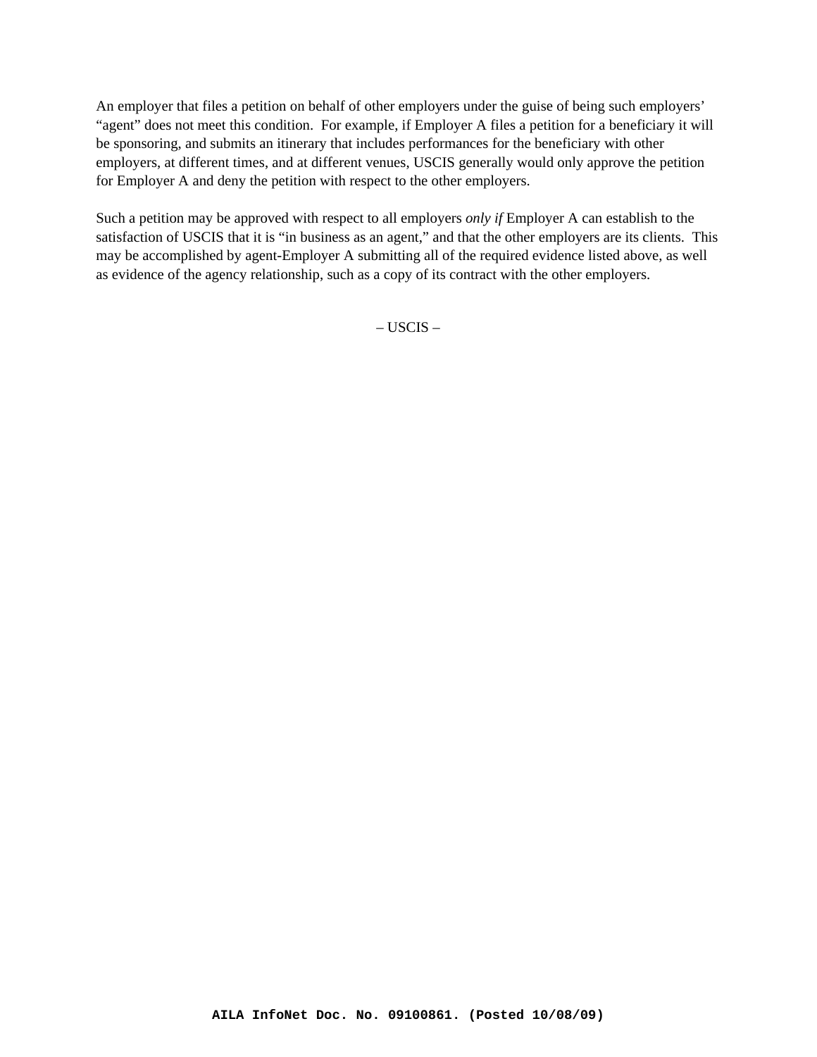An employer that files a petition on behalf of other employers under the guise of being such employers' "agent" does not meet this condition. For example, if Employer A files a petition for a beneficiary it will be sponsoring, and submits an itinerary that includes performances for the beneficiary with other employers, at different times, and at different venues, USCIS generally would only approve the petition for Employer A and deny the petition with respect to the other employers.

Such a petition may be approved with respect to all employers *only if* Employer A can establish to the satisfaction of USCIS that it is "in business as an agent," and that the other employers are its clients. This may be accomplished by agent-Employer A submitting all of the required evidence listed above, as well as evidence of the agency relationship, such as a copy of its contract with the other employers.

– USCIS –

**AILA InfoNet Doc. No. 09100861. (Posted 10/08/09)**